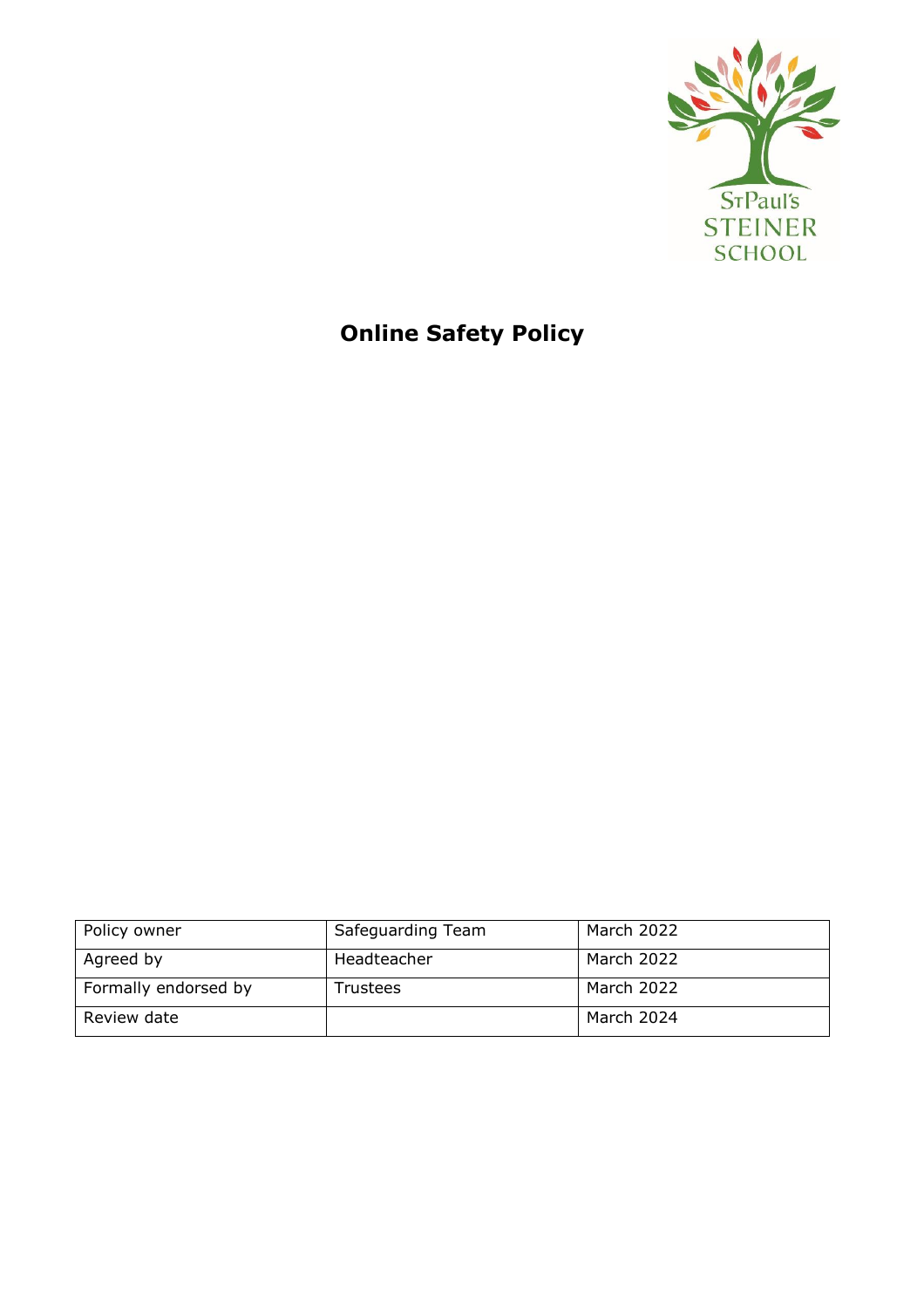St Paul's STEINER SCHOOL

# Online Safety Policy

| Policy owner | Safeguarding Team | March 2022 |
|---|---|---|
| Agreed by | Headteacher | March 2022 |
| Formally endorsed by | Trustees | March 2022 |
| Review date | | March 2024 |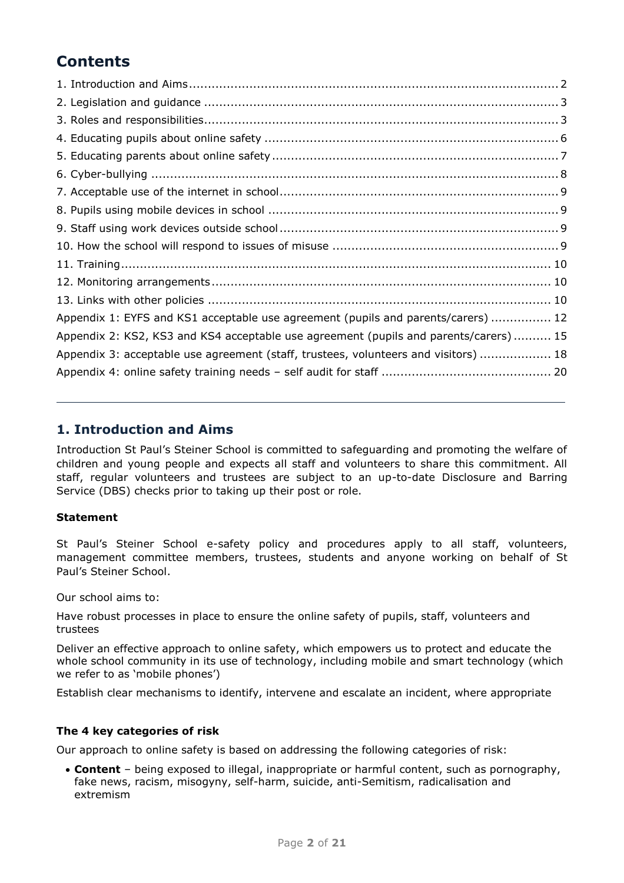# Contents

1. Introduction and Aims ... 2
2. Legislation and guidance ... 3
3. Roles and responsibilities ... 3
4. Educating pupils about online safety ... 6
5. Educating parents about online safety ... 7
6. Cyber-bullying ... 8
7. Acceptable use of the internet in school ... 9
8. Pupils using mobile devices in school ... 9
9. Staff using work devices outside school ... 9
10. How the school will respond to issues of misuse ... 9
11. Training ... 10
12. Monitoring arrangements ... 10
13. Links with other policies ... 10

Appendix 1: EYFS and KS1 acceptable use agreement (pupils and parents/carers) ... 12
Appendix 2: KS2, KS3 and KS4 acceptable use agreement (pupils and parents/carers) ... 15
Appendix 3: acceptable use agreement (staff, trustees, volunteers and visitors) ... 18
Appendix 4: online safety training needs – self audit for staff ... 20

---

## 1. Introduction and Aims

Introduction St Paul's Steiner School is committed to safeguarding and promoting the welfare of children and young people and expects all staff and volunteers to share this commitment. All staff, regular volunteers and trustees are subject to an up-to-date Disclosure and Barring Service (DBS) checks prior to taking up their post or role.

**Statement**

St Paul's Steiner School e-safety policy and procedures apply to all staff, volunteers, management committee members, trustees, students and anyone working on behalf of St Paul's Steiner School.

Our school aims to:

Have robust processes in place to ensure the online safety of pupils, staff, volunteers and trustees

Deliver an effective approach to online safety, which empowers us to protect and educate the whole school community in its use of technology, including mobile and smart technology (which we refer to as 'mobile phones')

Establish clear mechanisms to identify, intervene and escalate an incident, where appropriate

**The 4 key categories of risk**

Our approach to online safety is based on addressing the following categories of risk:

- **Content** – being exposed to illegal, inappropriate or harmful content, such as pornography, fake news, racism, misogyny, self-harm, suicide, anti-Semitism, radicalisation and extremism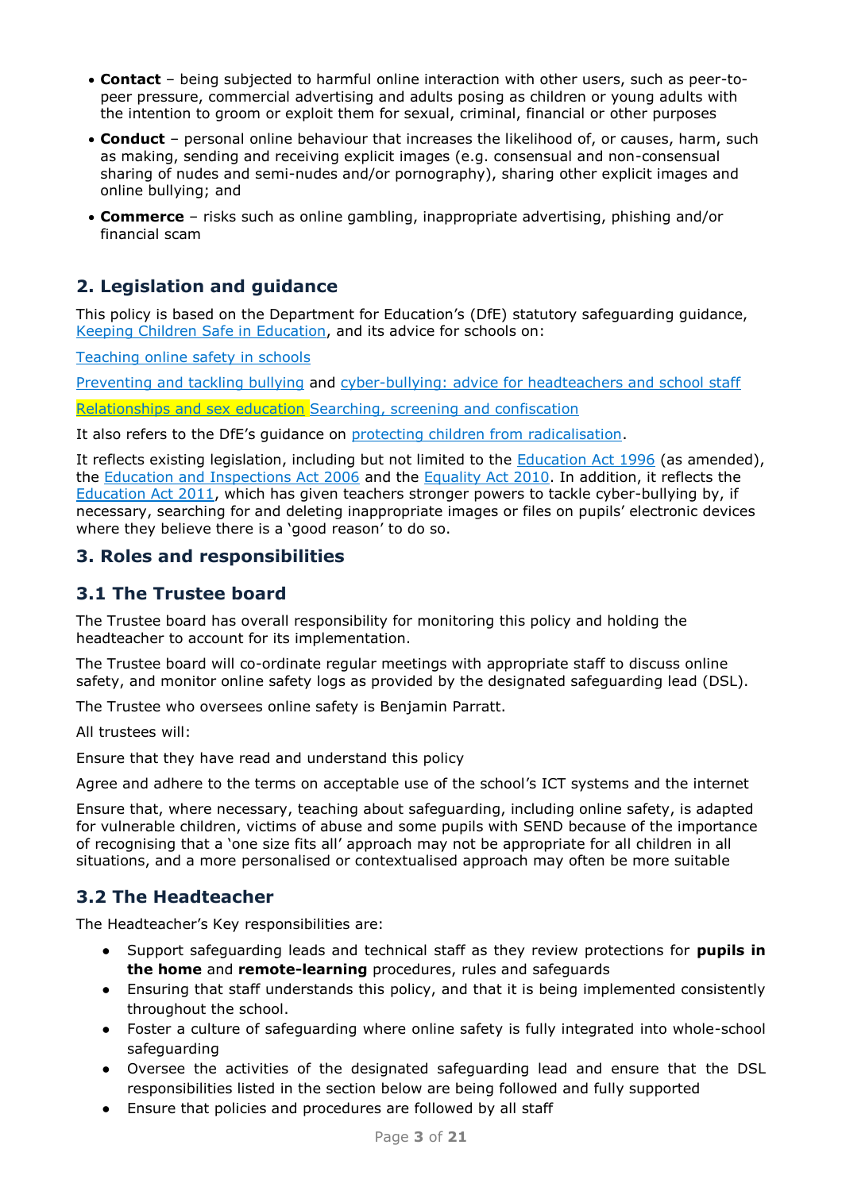- **Contact** – being subjected to harmful online interaction with other users, such as peer-to-peer pressure, commercial advertising and adults posing as children or young adults with the intention to groom or exploit them for sexual, criminal, financial or other purposes
- **Conduct** – personal online behaviour that increases the likelihood of, or causes, harm, such as making, sending and receiving explicit images (e.g. consensual and non-consensual sharing of nudes and semi-nudes and/or pornography), sharing other explicit images and online bullying; and
- **Commerce** – risks such as online gambling, inappropriate advertising, phishing and/or financial scam

## 2. Legislation and guidance

This policy is based on the Department for Education's (DfE) statutory safeguarding guidance, Keeping Children Safe in Education, and its advice for schools on:

Teaching online safety in schools

Preventing and tackling bullying and cyber-bullying: advice for headteachers and school staff

Relationships and sex education Searching, screening and confiscation

It also refers to the DfE's guidance on protecting children from radicalisation.

It reflects existing legislation, including but not limited to the Education Act 1996 (as amended), the Education and Inspections Act 2006 and the Equality Act 2010. In addition, it reflects the Education Act 2011, which has given teachers stronger powers to tackle cyber-bullying by, if necessary, searching for and deleting inappropriate images or files on pupils' electronic devices where they believe there is a 'good reason' to do so.

## 3. Roles and responsibilities

### 3.1 The Trustee board

The Trustee board has overall responsibility for monitoring this policy and holding the headteacher to account for its implementation.

The Trustee board will co-ordinate regular meetings with appropriate staff to discuss online safety, and monitor online safety logs as provided by the designated safeguarding lead (DSL).

The Trustee who oversees online safety is Benjamin Parratt.

All trustees will:

Ensure that they have read and understand this policy

Agree and adhere to the terms on acceptable use of the school's ICT systems and the internet

Ensure that, where necessary, teaching about safeguarding, including online safety, is adapted for vulnerable children, victims of abuse and some pupils with SEND because of the importance of recognising that a 'one size fits all' approach may not be appropriate for all children in all situations, and a more personalised or contextualised approach may often be more suitable

### 3.2 The Headteacher

The Headteacher's Key responsibilities are:

- Support safeguarding leads and technical staff as they review protections for **pupils in the home** and **remote-learning** procedures, rules and safeguards
- Ensuring that staff understands this policy, and that it is being implemented consistently throughout the school.
- Foster a culture of safeguarding where online safety is fully integrated into whole-school safeguarding
- Oversee the activities of the designated safeguarding lead and ensure that the DSL responsibilities listed in the section below are being followed and fully supported
- Ensure that policies and procedures are followed by all staff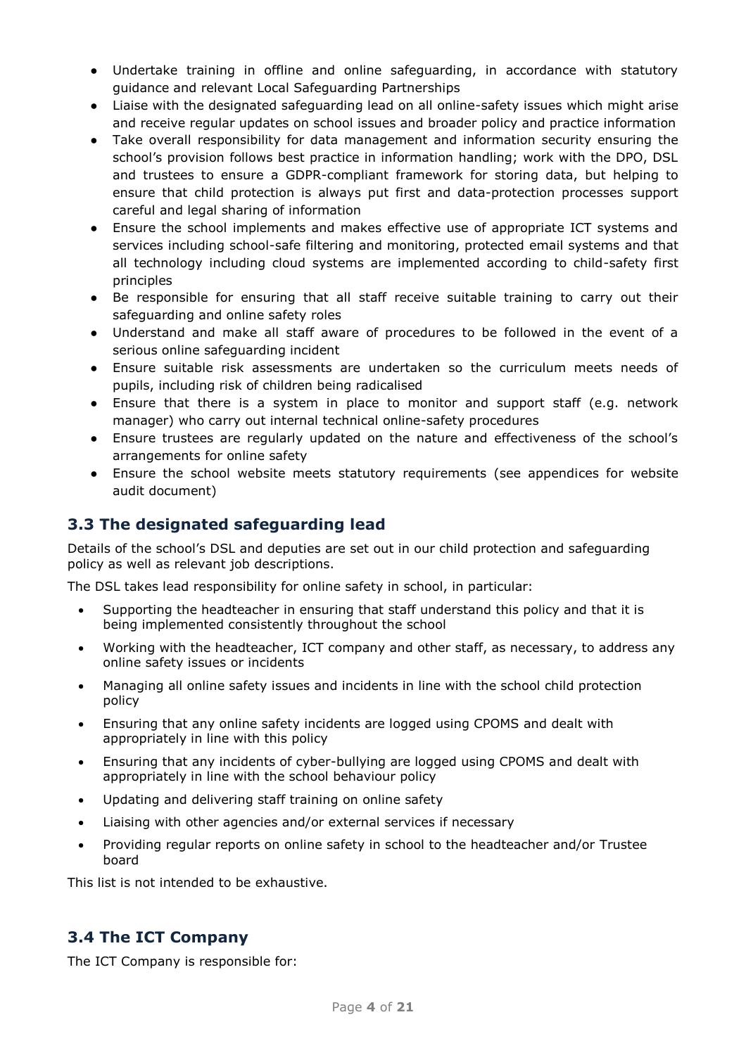- Undertake training in offline and online safeguarding, in accordance with statutory guidance and relevant Local Safeguarding Partnerships
- Liaise with the designated safeguarding lead on all online-safety issues which might arise and receive regular updates on school issues and broader policy and practice information
- Take overall responsibility for data management and information security ensuring the school's provision follows best practice in information handling; work with the DPO, DSL and trustees to ensure a GDPR-compliant framework for storing data, but helping to ensure that child protection is always put first and data-protection processes support careful and legal sharing of information
- Ensure the school implements and makes effective use of appropriate ICT systems and services including school-safe filtering and monitoring, protected email systems and that all technology including cloud systems are implemented according to child-safety first principles
- Be responsible for ensuring that all staff receive suitable training to carry out their safeguarding and online safety roles
- Understand and make all staff aware of procedures to be followed in the event of a serious online safeguarding incident
- Ensure suitable risk assessments are undertaken so the curriculum meets needs of pupils, including risk of children being radicalised
- Ensure that there is a system in place to monitor and support staff (e.g. network manager) who carry out internal technical online-safety procedures
- Ensure trustees are regularly updated on the nature and effectiveness of the school's arrangements for online safety
- Ensure the school website meets statutory requirements (see appendices for website audit document)

## 3.3 The designated safeguarding lead

Details of the school's DSL and deputies are set out in our child protection and safeguarding policy as well as relevant job descriptions.

The DSL takes lead responsibility for online safety in school, in particular:

- Supporting the headteacher in ensuring that staff understand this policy and that it is being implemented consistently throughout the school
- Working with the headteacher, ICT company and other staff, as necessary, to address any online safety issues or incidents
- Managing all online safety issues and incidents in line with the school child protection policy
- Ensuring that any online safety incidents are logged using CPOMS and dealt with appropriately in line with this policy
- Ensuring that any incidents of cyber-bullying are logged using CPOMS and dealt with appropriately in line with the school behaviour policy
- Updating and delivering staff training on online safety
- Liaising with other agencies and/or external services if necessary
- Providing regular reports on online safety in school to the headteacher and/or Trustee board

This list is not intended to be exhaustive.

## 3.4 The ICT Company

The ICT Company is responsible for: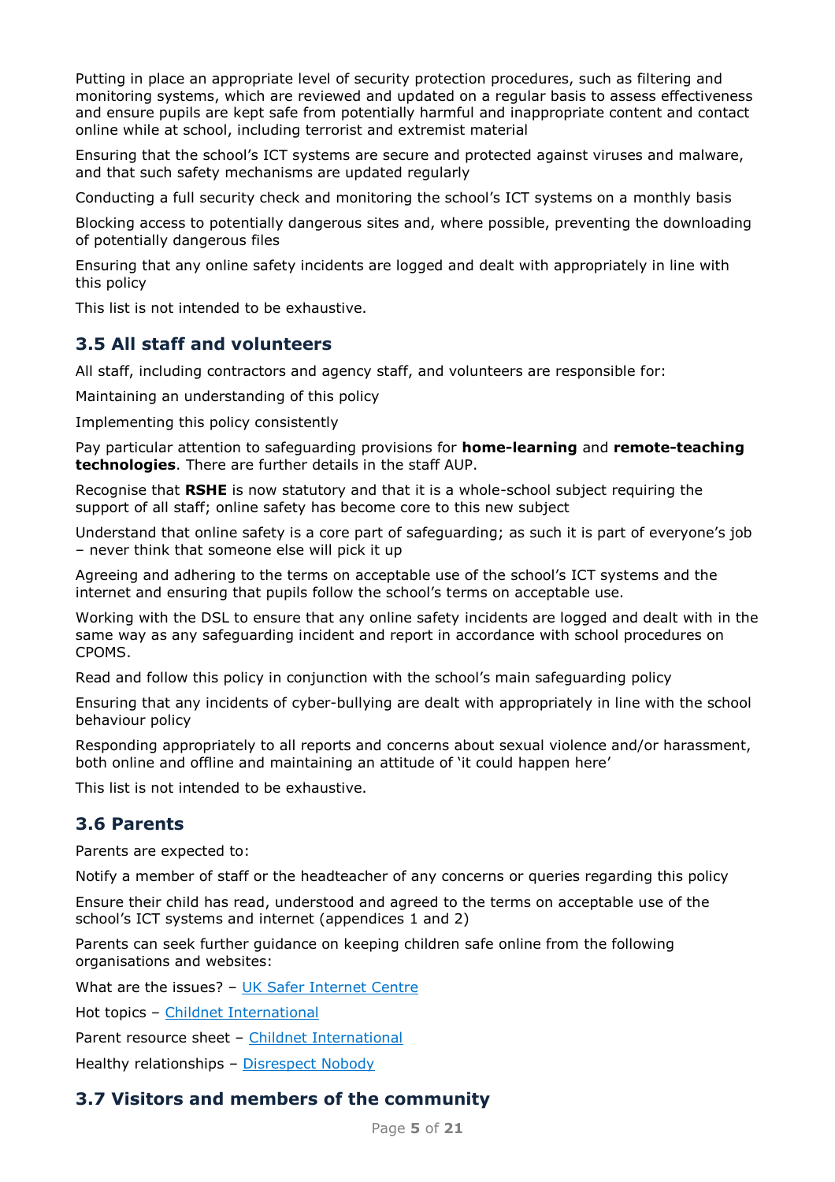Putting in place an appropriate level of security protection procedures, such as filtering and monitoring systems, which are reviewed and updated on a regular basis to assess effectiveness and ensure pupils are kept safe from potentially harmful and inappropriate content and contact online while at school, including terrorist and extremist material

Ensuring that the school's ICT systems are secure and protected against viruses and malware, and that such safety mechanisms are updated regularly

Conducting a full security check and monitoring the school's ICT systems on a monthly basis

Blocking access to potentially dangerous sites and, where possible, preventing the downloading of potentially dangerous files

Ensuring that any online safety incidents are logged and dealt with appropriately in line with this policy

This list is not intended to be exhaustive.

## 3.5 All staff and volunteers

All staff, including contractors and agency staff, and volunteers are responsible for:

Maintaining an understanding of this policy

Implementing this policy consistently

Pay particular attention to safeguarding provisions for **home-learning** and **remote-teaching technologies**. There are further details in the staff AUP.

Recognise that **RSHE** is now statutory and that it is a whole-school subject requiring the support of all staff; online safety has become core to this new subject

Understand that online safety is a core part of safeguarding; as such it is part of everyone's job – never think that someone else will pick it up

Agreeing and adhering to the terms on acceptable use of the school's ICT systems and the internet and ensuring that pupils follow the school's terms on acceptable use.

Working with the DSL to ensure that any online safety incidents are logged and dealt with in the same way as any safeguarding incident and report in accordance with school procedures on CPOMS.

Read and follow this policy in conjunction with the school's main safeguarding policy

Ensuring that any incidents of cyber-bullying are dealt with appropriately in line with the school behaviour policy

Responding appropriately to all reports and concerns about sexual violence and/or harassment, both online and offline and maintaining an attitude of 'it could happen here'

This list is not intended to be exhaustive.

## 3.6 Parents

Parents are expected to:

Notify a member of staff or the headteacher of any concerns or queries regarding this policy

Ensure their child has read, understood and agreed to the terms on acceptable use of the school's ICT systems and internet (appendices 1 and 2)

Parents can seek further guidance on keeping children safe online from the following organisations and websites:

What are the issues? – UK Safer Internet Centre

Hot topics – Childnet International

Parent resource sheet – Childnet International

Healthy relationships – Disrespect Nobody

## 3.7 Visitors and members of the community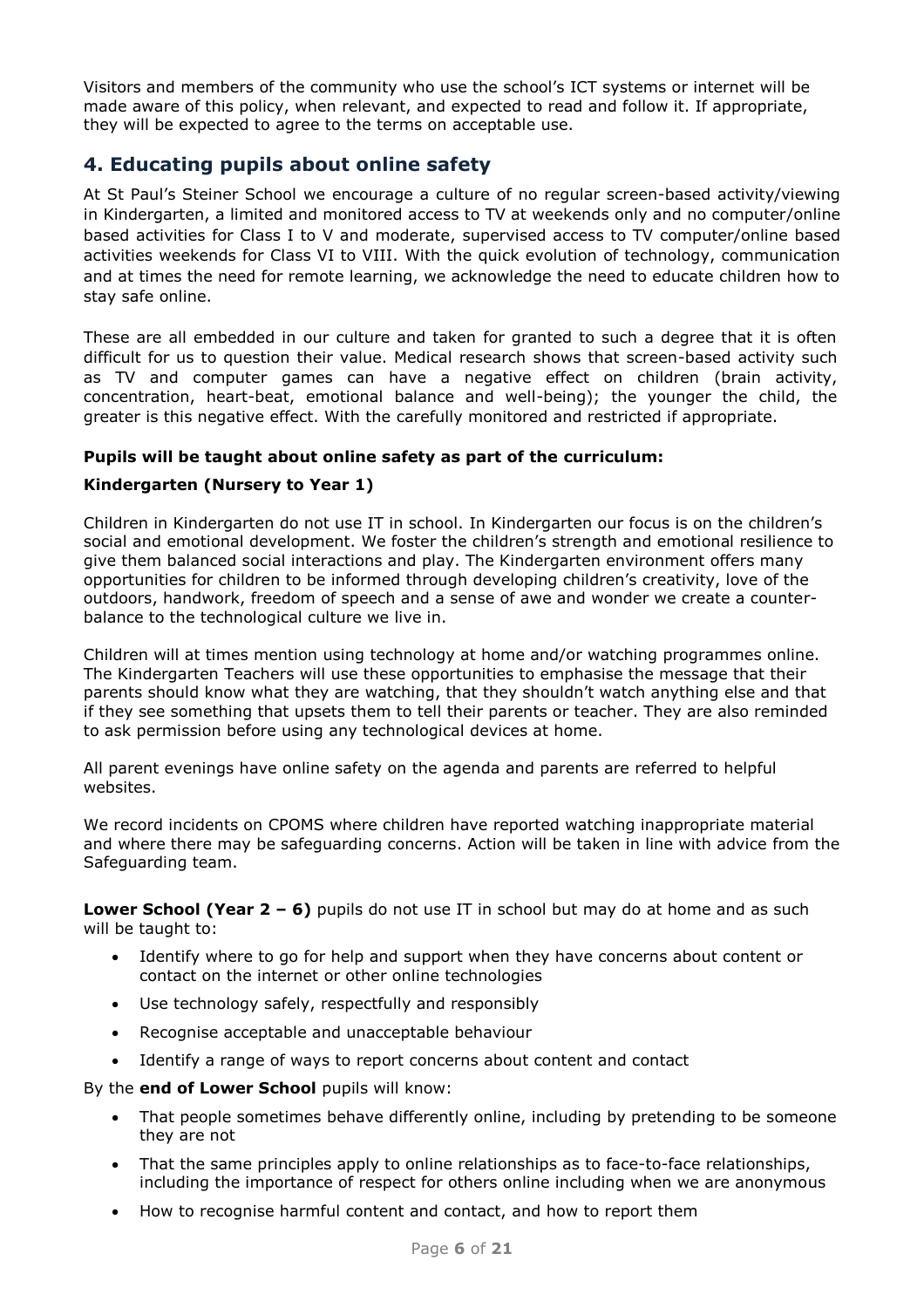Visitors and members of the community who use the school's ICT systems or internet will be made aware of this policy, when relevant, and expected to read and follow it. If appropriate, they will be expected to agree to the terms on acceptable use.

## 4. Educating pupils about online safety

At St Paul's Steiner School we encourage a culture of no regular screen-based activity/viewing in Kindergarten, a limited and monitored access to TV at weekends only and no computer/online based activities for Class I to V and moderate, supervised access to TV computer/online based activities weekends for Class VI to VIII. With the quick evolution of technology, communication and at times the need for remote learning, we acknowledge the need to educate children how to stay safe online.

These are all embedded in our culture and taken for granted to such a degree that it is often difficult for us to question their value. Medical research shows that screen-based activity such as TV and computer games can have a negative effect on children (brain activity, concentration, heart-beat, emotional balance and well-being); the younger the child, the greater is this negative effect. With the carefully monitored and restricted if appropriate.

**Pupils will be taught about online safety as part of the curriculum:**

**Kindergarten (Nursery to Year 1)**

Children in Kindergarten do not use IT in school. In Kindergarten our focus is on the children's social and emotional development. We foster the children's strength and emotional resilience to give them balanced social interactions and play. The Kindergarten environment offers many opportunities for children to be informed through developing children's creativity, love of the outdoors, handwork, freedom of speech and a sense of awe and wonder we create a counter-balance to the technological culture we live in.

Children will at times mention using technology at home and/or watching programmes online. The Kindergarten Teachers will use these opportunities to emphasise the message that their parents should know what they are watching, that they shouldn't watch anything else and that if they see something that upsets them to tell their parents or teacher. They are also reminded to ask permission before using any technological devices at home.

All parent evenings have online safety on the agenda and parents are referred to helpful websites.

We record incidents on CPOMS where children have reported watching inappropriate material and where there may be safeguarding concerns. Action will be taken in line with advice from the Safeguarding team.

**Lower School (Year 2 – 6)** pupils do not use IT in school but may do at home and as such will be taught to:

- Identify where to go for help and support when they have concerns about content or contact on the internet or other online technologies
- Use technology safely, respectfully and responsibly
- Recognise acceptable and unacceptable behaviour
- Identify a range of ways to report concerns about content and contact

By the **end of Lower School** pupils will know:

- That people sometimes behave differently online, including by pretending to be someone they are not
- That the same principles apply to online relationships as to face-to-face relationships, including the importance of respect for others online including when we are anonymous
- How to recognise harmful content and contact, and how to report them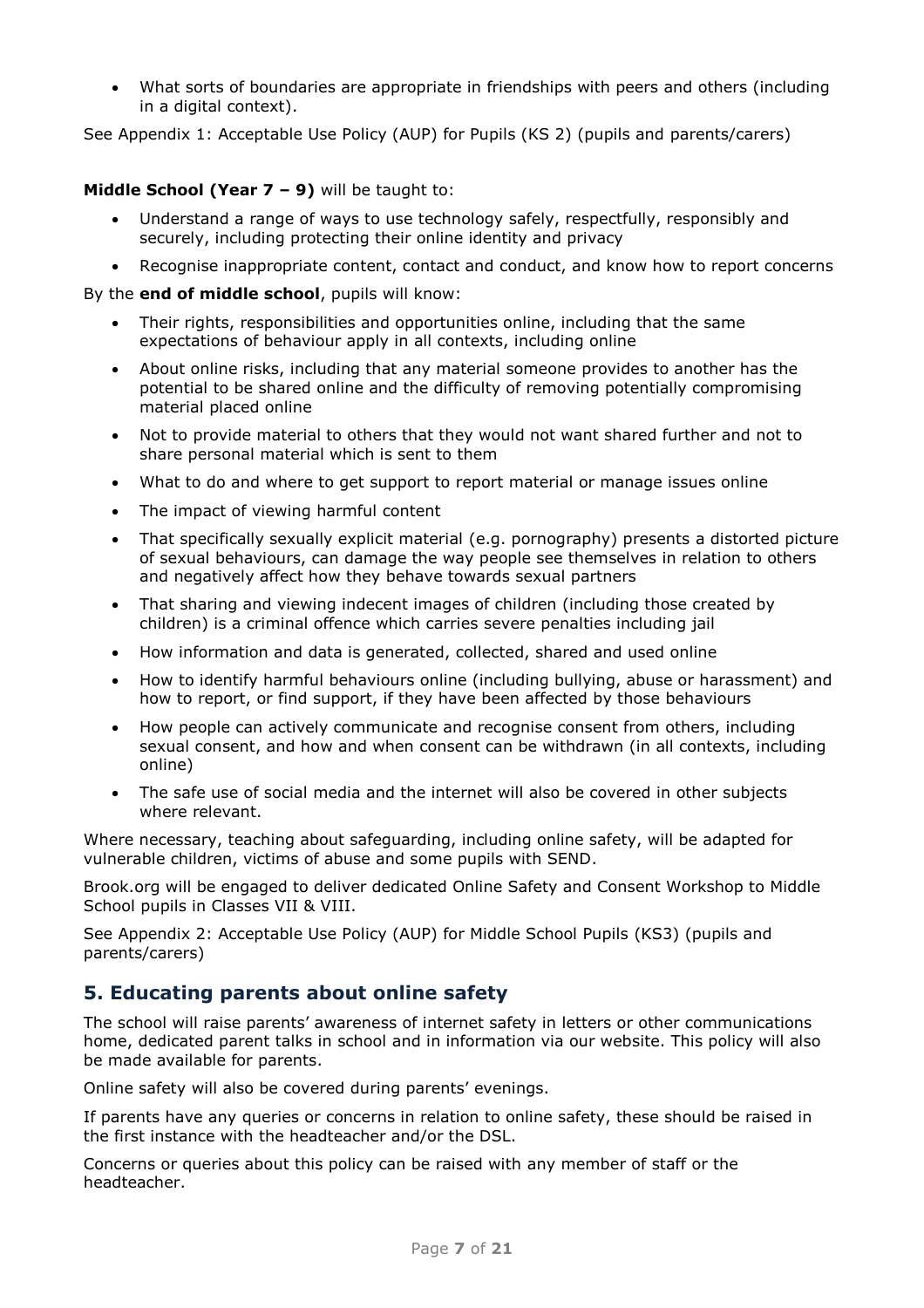- What sorts of boundaries are appropriate in friendships with peers and others (including in a digital context).

See Appendix 1: Acceptable Use Policy (AUP) for Pupils (KS 2) (pupils and parents/carers)

**Middle School (Year 7 – 9)** will be taught to:

- Understand a range of ways to use technology safely, respectfully, responsibly and securely, including protecting their online identity and privacy
- Recognise inappropriate content, contact and conduct, and know how to report concerns

By the **end of middle school**, pupils will know:

- Their rights, responsibilities and opportunities online, including that the same expectations of behaviour apply in all contexts, including online
- About online risks, including that any material someone provides to another has the potential to be shared online and the difficulty of removing potentially compromising material placed online
- Not to provide material to others that they would not want shared further and not to share personal material which is sent to them
- What to do and where to get support to report material or manage issues online
- The impact of viewing harmful content
- That specifically sexually explicit material (e.g. pornography) presents a distorted picture of sexual behaviours, can damage the way people see themselves in relation to others and negatively affect how they behave towards sexual partners
- That sharing and viewing indecent images of children (including those created by children) is a criminal offence which carries severe penalties including jail
- How information and data is generated, collected, shared and used online
- How to identify harmful behaviours online (including bullying, abuse or harassment) and how to report, or find support, if they have been affected by those behaviours
- How people can actively communicate and recognise consent from others, including sexual consent, and how and when consent can be withdrawn (in all contexts, including online)
- The safe use of social media and the internet will also be covered in other subjects where relevant.

Where necessary, teaching about safeguarding, including online safety, will be adapted for vulnerable children, victims of abuse and some pupils with SEND.

Brook.org will be engaged to deliver dedicated Online Safety and Consent Workshop to Middle School pupils in Classes VII & VIII.

See Appendix 2: Acceptable Use Policy (AUP) for Middle School Pupils (KS3) (pupils and parents/carers)

## 5. Educating parents about online safety

The school will raise parents' awareness of internet safety in letters or other communications home, dedicated parent talks in school and in information via our website. This policy will also be made available for parents.

Online safety will also be covered during parents' evenings.

If parents have any queries or concerns in relation to online safety, these should be raised in the first instance with the headteacher and/or the DSL.

Concerns or queries about this policy can be raised with any member of staff or the headteacher.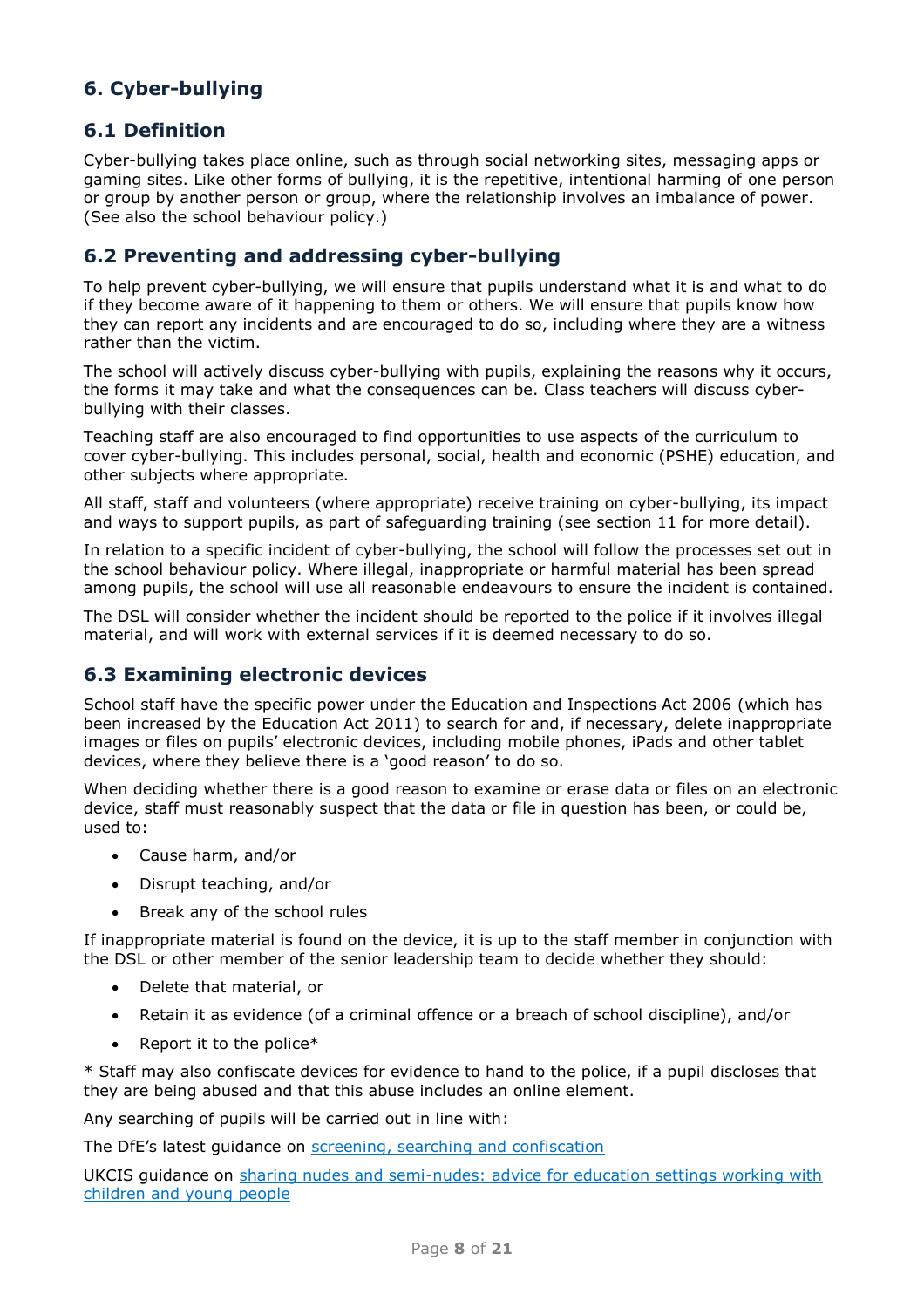## 6. Cyber-bullying

### 6.1 Definition

Cyber-bullying takes place online, such as through social networking sites, messaging apps or gaming sites. Like other forms of bullying, it is the repetitive, intentional harming of one person or group by another person or group, where the relationship involves an imbalance of power. (See also the school behaviour policy.)

### 6.2 Preventing and addressing cyber-bullying

To help prevent cyber-bullying, we will ensure that pupils understand what it is and what to do if they become aware of it happening to them or others. We will ensure that pupils know how they can report any incidents and are encouraged to do so, including where they are a witness rather than the victim.

The school will actively discuss cyber-bullying with pupils, explaining the reasons why it occurs, the forms it may take and what the consequences can be. Class teachers will discuss cyber-bullying with their classes.

Teaching staff are also encouraged to find opportunities to use aspects of the curriculum to cover cyber-bullying. This includes personal, social, health and economic (PSHE) education, and other subjects where appropriate.

All staff, staff and volunteers (where appropriate) receive training on cyber-bullying, its impact and ways to support pupils, as part of safeguarding training (see section 11 for more detail).

In relation to a specific incident of cyber-bullying, the school will follow the processes set out in the school behaviour policy. Where illegal, inappropriate or harmful material has been spread among pupils, the school will use all reasonable endeavours to ensure the incident is contained.

The DSL will consider whether the incident should be reported to the police if it involves illegal material, and will work with external services if it is deemed necessary to do so.

### 6.3 Examining electronic devices

School staff have the specific power under the Education and Inspections Act 2006 (which has been increased by the Education Act 2011) to search for and, if necessary, delete inappropriate images or files on pupils' electronic devices, including mobile phones, iPads and other tablet devices, where they believe there is a 'good reason' to do so.

When deciding whether there is a good reason to examine or erase data or files on an electronic device, staff must reasonably suspect that the data or file in question has been, or could be, used to:

- Cause harm, and/or
- Disrupt teaching, and/or
- Break any of the school rules

If inappropriate material is found on the device, it is up to the staff member in conjunction with the DSL or other member of the senior leadership team to decide whether they should:

- Delete that material, or
- Retain it as evidence (of a criminal offence or a breach of school discipline), and/or
- Report it to the police*

* Staff may also confiscate devices for evidence to hand to the police, if a pupil discloses that they are being abused and that this abuse includes an online element.

Any searching of pupils will be carried out in line with:

The DfE's latest guidance on [screening, searching and confiscation]()

UKCIS guidance on [sharing nudes and semi-nudes: advice for education settings working with children and young people]()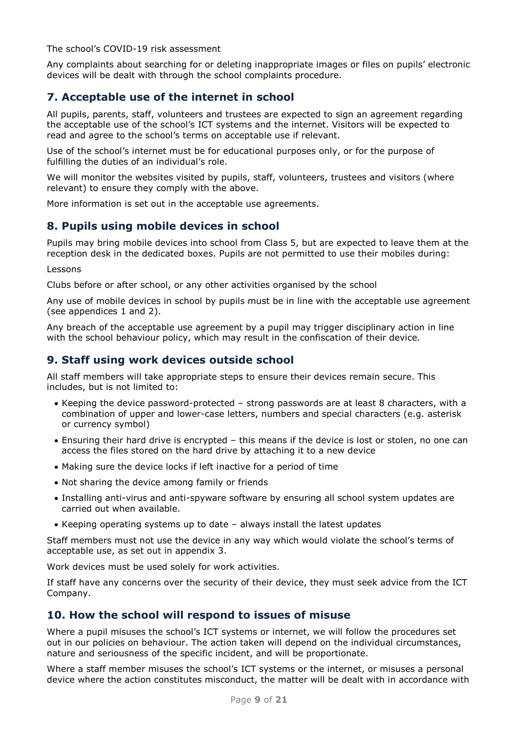The school's COVID-19 risk assessment

Any complaints about searching for or deleting inappropriate images or files on pupils' electronic devices will be dealt with through the school complaints procedure.

## 7. Acceptable use of the internet in school

All pupils, parents, staff, volunteers and trustees are expected to sign an agreement regarding the acceptable use of the school's ICT systems and the internet. Visitors will be expected to read and agree to the school's terms on acceptable use if relevant.

Use of the school's internet must be for educational purposes only, or for the purpose of fulfilling the duties of an individual's role.

We will monitor the websites visited by pupils, staff, volunteers, trustees and visitors (where relevant) to ensure they comply with the above.

More information is set out in the acceptable use agreements.

## 8. Pupils using mobile devices in school

Pupils may bring mobile devices into school from Class 5, but are expected to leave them at the reception desk in the dedicated boxes. Pupils are not permitted to use their mobiles during:

Lessons

Clubs before or after school, or any other activities organised by the school

Any use of mobile devices in school by pupils must be in line with the acceptable use agreement (see appendices 1 and 2).

Any breach of the acceptable use agreement by a pupil may trigger disciplinary action in line with the school behaviour policy, which may result in the confiscation of their device.

## 9. Staff using work devices outside school

All staff members will take appropriate steps to ensure their devices remain secure. This includes, but is not limited to:

- Keeping the device password-protected – strong passwords are at least 8 characters, with a combination of upper and lower-case letters, numbers and special characters (e.g. asterisk or currency symbol)
- Ensuring their hard drive is encrypted – this means if the device is lost or stolen, no one can access the files stored on the hard drive by attaching it to a new device
- Making sure the device locks if left inactive for a period of time
- Not sharing the device among family or friends
- Installing anti-virus and anti-spyware software by ensuring all school system updates are carried out when available.
- Keeping operating systems up to date – always install the latest updates

Staff members must not use the device in any way which would violate the school's terms of acceptable use, as set out in appendix 3.

Work devices must be used solely for work activities.

If staff have any concerns over the security of their device, they must seek advice from the ICT Company.

## 10. How the school will respond to issues of misuse

Where a pupil misuses the school's ICT systems or internet, we will follow the procedures set out in our policies on behaviour. The action taken will depend on the individual circumstances, nature and seriousness of the specific incident, and will be proportionate.

Where a staff member misuses the school's ICT systems or the internet, or misuses a personal device where the action constitutes misconduct, the matter will be dealt with in accordance with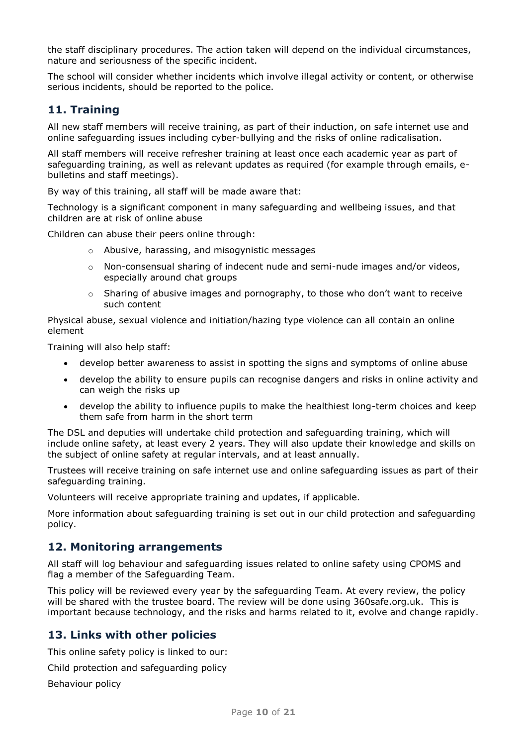the staff disciplinary procedures. The action taken will depend on the individual circumstances, nature and seriousness of the specific incident.

The school will consider whether incidents which involve illegal activity or content, or otherwise serious incidents, should be reported to the police.

## 11. Training

All new staff members will receive training, as part of their induction, on safe internet use and online safeguarding issues including cyber-bullying and the risks of online radicalisation.

All staff members will receive refresher training at least once each academic year as part of safeguarding training, as well as relevant updates as required (for example through emails, e-bulletins and staff meetings).

By way of this training, all staff will be made aware that:

Technology is a significant component in many safeguarding and wellbeing issues, and that children are at risk of online abuse

Children can abuse their peers online through:

- Abusive, harassing, and misogynistic messages
- Non-consensual sharing of indecent nude and semi-nude images and/or videos, especially around chat groups
- Sharing of abusive images and pornography, to those who don't want to receive such content

Physical abuse, sexual violence and initiation/hazing type violence can all contain an online element

Training will also help staff:

- develop better awareness to assist in spotting the signs and symptoms of online abuse
- develop the ability to ensure pupils can recognise dangers and risks in online activity and can weigh the risks up
- develop the ability to influence pupils to make the healthiest long-term choices and keep them safe from harm in the short term

The DSL and deputies will undertake child protection and safeguarding training, which will include online safety, at least every 2 years. They will also update their knowledge and skills on the subject of online safety at regular intervals, and at least annually.

Trustees will receive training on safe internet use and online safeguarding issues as part of their safeguarding training.

Volunteers will receive appropriate training and updates, if applicable.

More information about safeguarding training is set out in our child protection and safeguarding policy.

## 12. Monitoring arrangements

All staff will log behaviour and safeguarding issues related to online safety using CPOMS and flag a member of the Safeguarding Team.

This policy will be reviewed every year by the safeguarding Team. At every review, the policy will be shared with the trustee board. The review will be done using 360safe.org.uk. This is important because technology, and the risks and harms related to it, evolve and change rapidly.

## 13. Links with other policies

This online safety policy is linked to our:

Child protection and safeguarding policy

Behaviour policy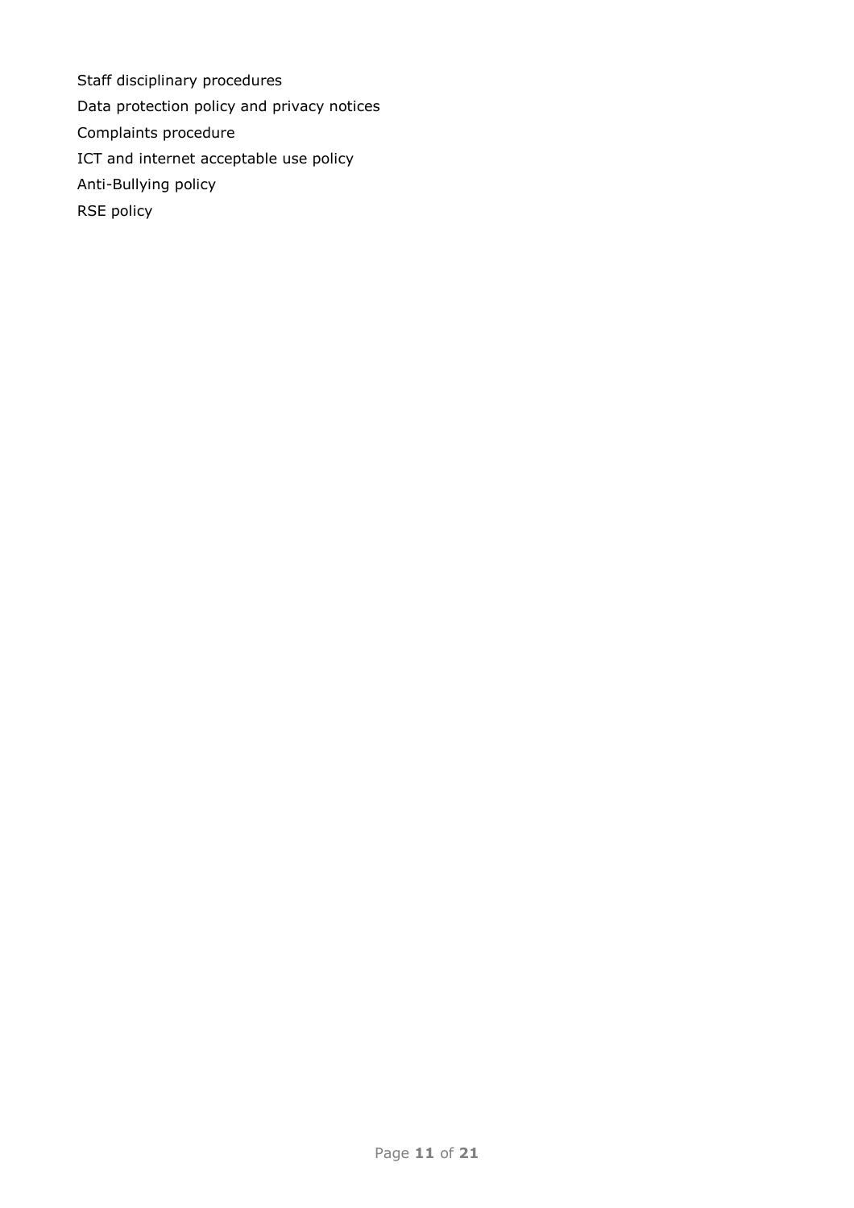Staff disciplinary procedures

Data protection policy and privacy notices

Complaints procedure

ICT and internet acceptable use policy

Anti-Bullying policy

RSE policy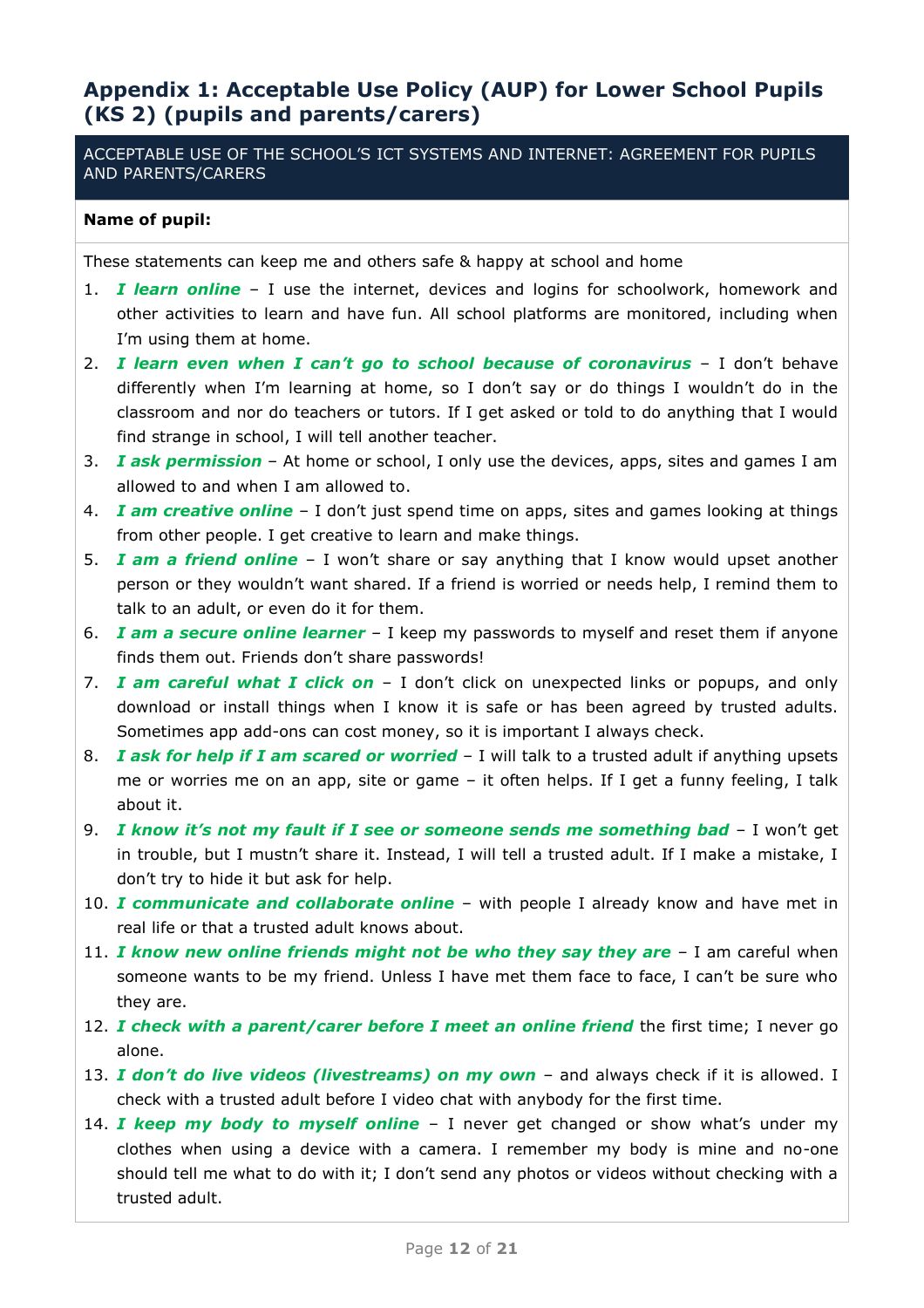## Appendix 1: Acceptable Use Policy (AUP) for Lower School Pupils (KS 2) (pupils and parents/carers)

ACCEPTABLE USE OF THE SCHOOL'S ICT SYSTEMS AND INTERNET: AGREEMENT FOR PUPILS AND PARENTS/CARERS

**Name of pupil:**

These statements can keep me and others safe & happy at school and home

1. ***I learn online*** – I use the internet, devices and logins for schoolwork, homework and other activities to learn and have fun. All school platforms are monitored, including when I'm using them at home.
2. ***I learn even when I can't go to school because of coronavirus*** – I don't behave differently when I'm learning at home, so I don't say or do things I wouldn't do in the classroom and nor do teachers or tutors. If I get asked or told to do anything that I would find strange in school, I will tell another teacher.
3. ***I ask permission*** – At home or school, I only use the devices, apps, sites and games I am allowed to and when I am allowed to.
4. ***I am creative online*** – I don't just spend time on apps, sites and games looking at things from other people. I get creative to learn and make things.
5. ***I am a friend online*** – I won't share or say anything that I know would upset another person or they wouldn't want shared. If a friend is worried or needs help, I remind them to talk to an adult, or even do it for them.
6. ***I am a secure online learner*** – I keep my passwords to myself and reset them if anyone finds them out. Friends don't share passwords!
7. ***I am careful what I click on*** – I don't click on unexpected links or popups, and only download or install things when I know it is safe or has been agreed by trusted adults. Sometimes app add-ons can cost money, so it is important I always check.
8. ***I ask for help if I am scared or worried*** – I will talk to a trusted adult if anything upsets me or worries me on an app, site or game – it often helps. If I get a funny feeling, I talk about it.
9. ***I know it's not my fault if I see or someone sends me something bad*** – I won't get in trouble, but I mustn't share it. Instead, I will tell a trusted adult. If I make a mistake, I don't try to hide it but ask for help.
10. ***I communicate and collaborate online*** – with people I already know and have met in real life or that a trusted adult knows about.
11. ***I know new online friends might not be who they say they are*** – I am careful when someone wants to be my friend. Unless I have met them face to face, I can't be sure who they are.
12. ***I check with a parent/carer before I meet an online friend*** the first time; I never go alone.
13. ***I don't do live videos (livestreams) on my own*** – and always check if it is allowed. I check with a trusted adult before I video chat with anybody for the first time.
14. ***I keep my body to myself online*** – I never get changed or show what's under my clothes when using a device with a camera. I remember my body is mine and no-one should tell me what to do with it; I don't send any photos or videos without checking with a trusted adult.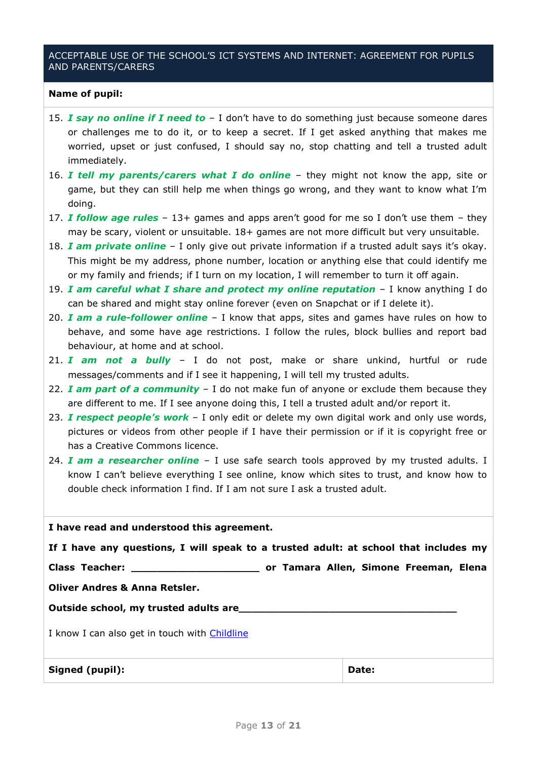## ACCEPTABLE USE OF THE SCHOOL'S ICT SYSTEMS AND INTERNET: AGREEMENT FOR PUPILS AND PARENTS/CARERS

**Name of pupil:**

15. ***I say no online if I need to*** – I don't have to do something just because someone dares or challenges me to do it, or to keep a secret. If I get asked anything that makes me worried, upset or just confused, I should say no, stop chatting and tell a trusted adult immediately.
16. ***I tell my parents/carers what I do online*** – they might not know the app, site or game, but they can still help me when things go wrong, and they want to know what I'm doing.
17. ***I follow age rules*** – 13+ games and apps aren't good for me so I don't use them – they may be scary, violent or unsuitable. 18+ games are not more difficult but very unsuitable.
18. ***I am private online*** – I only give out private information if a trusted adult says it's okay. This might be my address, phone number, location or anything else that could identify me or my family and friends; if I turn on my location, I will remember to turn it off again.
19. ***I am careful what I share and protect my online reputation*** – I know anything I do can be shared and might stay online forever (even on Snapchat or if I delete it).
20. ***I am a rule-follower online*** – I know that apps, sites and games have rules on how to behave, and some have age restrictions. I follow the rules, block bullies and report bad behaviour, at home and at school.
21. ***I am not a bully*** – I do not post, make or share unkind, hurtful or rude messages/comments and if I see it happening, I will tell my trusted adults.
22. ***I am part of a community*** – I do not make fun of anyone or exclude them because they are different to me. If I see anyone doing this, I tell a trusted adult and/or report it.
23. ***I respect people's work*** – I only edit or delete my own digital work and only use words, pictures or videos from other people if I have their permission or if it is copyright free or has a Creative Commons licence.
24. ***I am a researcher online*** – I use safe search tools approved by my trusted adults. I know I can't believe everything I see online, know which sites to trust, and know how to double check information I find. If I am not sure I ask a trusted adult.

**I have read and understood this agreement.**

**If I have any questions, I will speak to a trusted adult: at school that includes my Class Teacher: ______________________ or Tamara Allen, Simone Freeman, Elena Oliver Andres & Anna Retsler.**

**Outside school, my trusted adults are______________________________________**

I know I can also get in touch with Childline

| **Signed (pupil):** | **Date:** |
|---|---|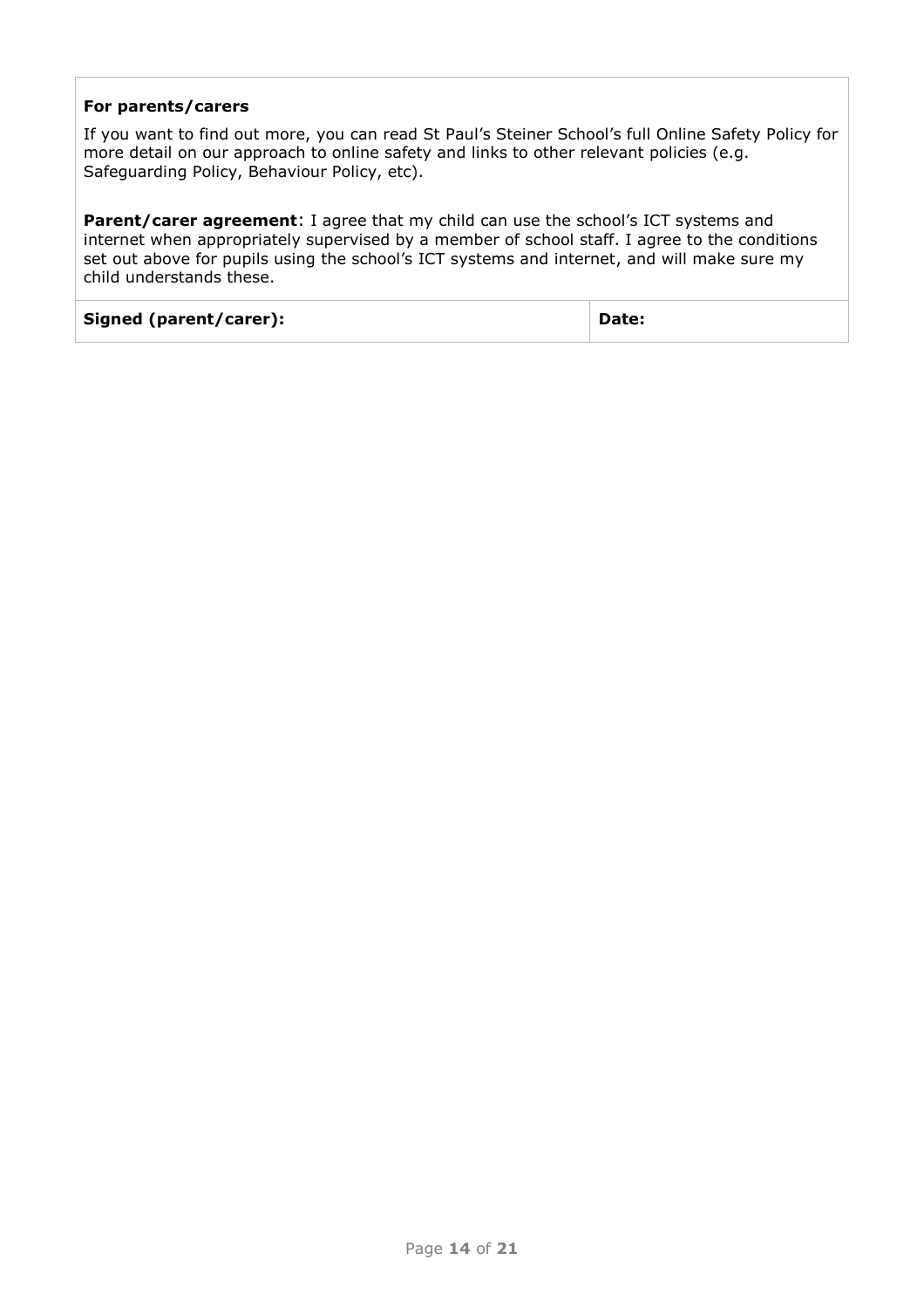**For parents/carers**

If you want to find out more, you can read St Paul's Steiner School's full Online Safety Policy for more detail on our approach to online safety and links to other relevant policies (e.g. Safeguarding Policy, Behaviour Policy, etc).

**Parent/carer agreement**: I agree that my child can use the school's ICT systems and internet when appropriately supervised by a member of school staff. I agree to the conditions set out above for pupils using the school's ICT systems and internet, and will make sure my child understands these.

| **Signed (parent/carer):** | **Date:** |
| --- | --- |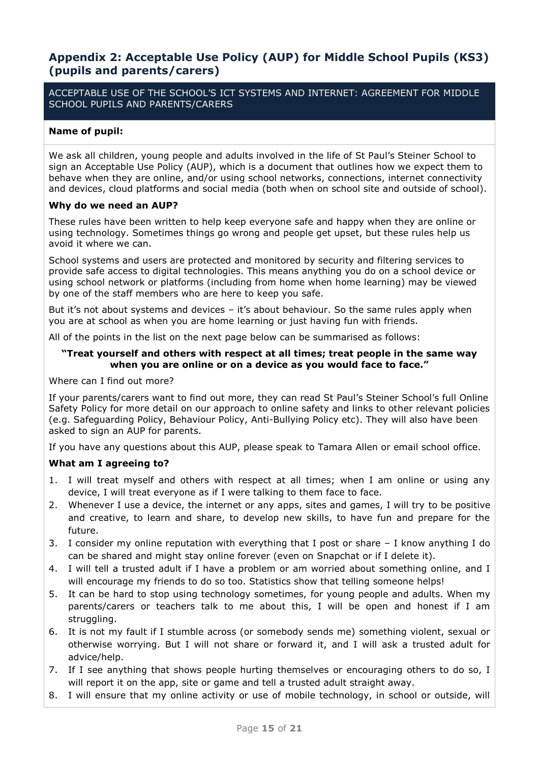## Appendix 2: Acceptable Use Policy (AUP) for Middle School Pupils (KS3) (pupils and parents/carers)

ACCEPTABLE USE OF THE SCHOOL'S ICT SYSTEMS AND INTERNET: AGREEMENT FOR MIDDLE SCHOOL PUPILS AND PARENTS/CARERS

**Name of pupil:**

We ask all children, young people and adults involved in the life of St Paul's Steiner School to sign an Acceptable Use Policy (AUP), which is a document that outlines how we expect them to behave when they are online, and/or using school networks, connections, internet connectivity and devices, cloud platforms and social media (both when on school site and outside of school).

**Why do we need an AUP?**

These rules have been written to help keep everyone safe and happy when they are online or using technology. Sometimes things go wrong and people get upset, but these rules help us avoid it where we can.

School systems and users are protected and monitored by security and filtering services to provide safe access to digital technologies. This means anything you do on a school device or using school network or platforms (including from home when home learning) may be viewed by one of the staff members who are here to keep you safe.

But it's not about systems and devices – it's about behaviour. So the same rules apply when you are at school as when you are home learning or just having fun with friends.

All of the points in the list on the next page below can be summarised as follows:

**"Treat yourself and others with respect at all times; treat people in the same way when you are online or on a device as you would face to face."**

Where can I find out more?

If your parents/carers want to find out more, they can read St Paul's Steiner School's full Online Safety Policy for more detail on our approach to online safety and links to other relevant policies (e.g. Safeguarding Policy, Behaviour Policy, Anti-Bullying Policy etc). They will also have been asked to sign an AUP for parents.

If you have any questions about this AUP, please speak to Tamara Allen or email school office.

**What am I agreeing to?**

1. I will treat myself and others with respect at all times; when I am online or using any device, I will treat everyone as if I were talking to them face to face.
2. Whenever I use a device, the internet or any apps, sites and games, I will try to be positive and creative, to learn and share, to develop new skills, to have fun and prepare for the future.
3. I consider my online reputation with everything that I post or share – I know anything I do can be shared and might stay online forever (even on Snapchat or if I delete it).
4. I will tell a trusted adult if I have a problem or am worried about something online, and I will encourage my friends to do so too. Statistics show that telling someone helps!
5. It can be hard to stop using technology sometimes, for young people and adults. When my parents/carers or teachers talk to me about this, I will be open and honest if I am struggling.
6. It is not my fault if I stumble across (or somebody sends me) something violent, sexual or otherwise worrying. But I will not share or forward it, and I will ask a trusted adult for advice/help.
7. If I see anything that shows people hurting themselves or encouraging others to do so, I will report it on the app, site or game and tell a trusted adult straight away.
8. I will ensure that my online activity or use of mobile technology, in school or outside, will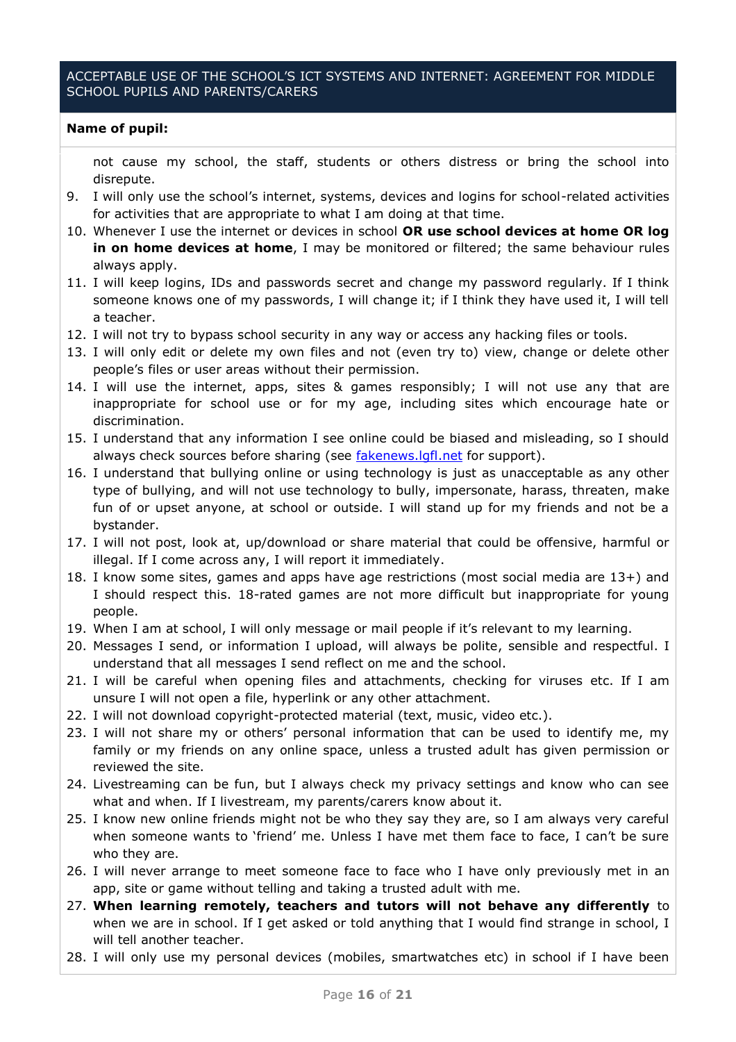## ACCEPTABLE USE OF THE SCHOOL'S ICT SYSTEMS AND INTERNET: AGREEMENT FOR MIDDLE SCHOOL PUPILS AND PARENTS/CARERS

**Name of pupil:**

not cause my school, the staff, students or others distress or bring the school into disrepute.

9. I will only use the school's internet, systems, devices and logins for school-related activities for activities that are appropriate to what I am doing at that time.
10. Whenever I use the internet or devices in school **OR use school devices at home OR log in on home devices at home**, I may be monitored or filtered; the same behaviour rules always apply.
11. I will keep logins, IDs and passwords secret and change my password regularly. If I think someone knows one of my passwords, I will change it; if I think they have used it, I will tell a teacher.
12. I will not try to bypass school security in any way or access any hacking files or tools.
13. I will only edit or delete my own files and not (even try to) view, change or delete other people's files or user areas without their permission.
14. I will use the internet, apps, sites & games responsibly; I will not use any that are inappropriate for school use or for my age, including sites which encourage hate or discrimination.
15. I understand that any information I see online could be biased and misleading, so I should always check sources before sharing (see [fakenews.lgfl.net](fakenews.lgfl.net) for support).
16. I understand that bullying online or using technology is just as unacceptable as any other type of bullying, and will not use technology to bully, impersonate, harass, threaten, make fun of or upset anyone, at school or outside. I will stand up for my friends and not be a bystander.
17. I will not post, look at, up/download or share material that could be offensive, harmful or illegal. If I come across any, I will report it immediately.
18. I know some sites, games and apps have age restrictions (most social media are 13+) and I should respect this. 18-rated games are not more difficult but inappropriate for young people.
19. When I am at school, I will only message or mail people if it's relevant to my learning.
20. Messages I send, or information I upload, will always be polite, sensible and respectful. I understand that all messages I send reflect on me and the school.
21. I will be careful when opening files and attachments, checking for viruses etc. If I am unsure I will not open a file, hyperlink or any other attachment.
22. I will not download copyright-protected material (text, music, video etc.).
23. I will not share my or others' personal information that can be used to identify me, my family or my friends on any online space, unless a trusted adult has given permission or reviewed the site.
24. Livestreaming can be fun, but I always check my privacy settings and know who can see what and when. If I livestream, my parents/carers know about it.
25. I know new online friends might not be who they say they are, so I am always very careful when someone wants to 'friend' me. Unless I have met them face to face, I can't be sure who they are.
26. I will never arrange to meet someone face to face who I have only previously met in an app, site or game without telling and taking a trusted adult with me.
27. **When learning remotely, teachers and tutors will not behave any differently** to when we are in school. If I get asked or told anything that I would find strange in school, I will tell another teacher.
28. I will only use my personal devices (mobiles, smartwatches etc) in school if I have been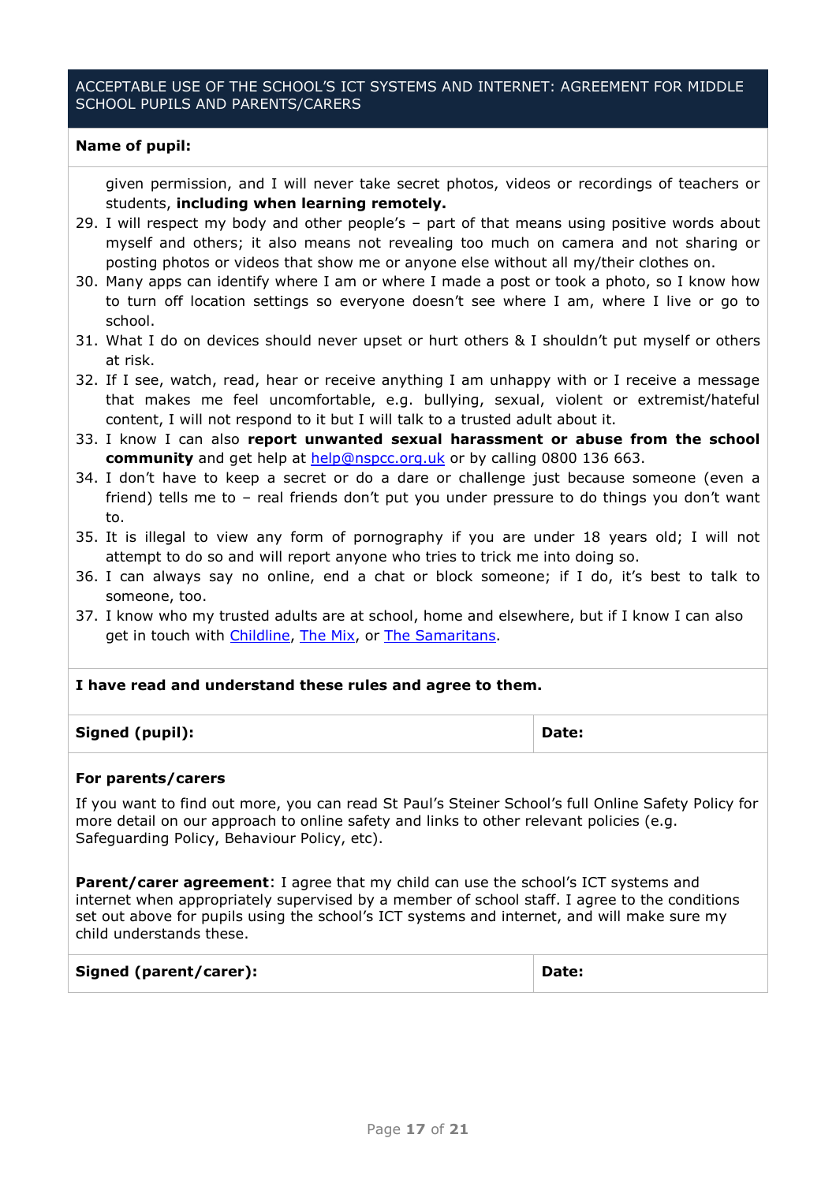## ACCEPTABLE USE OF THE SCHOOL'S ICT SYSTEMS AND INTERNET: AGREEMENT FOR MIDDLE SCHOOL PUPILS AND PARENTS/CARERS

**Name of pupil:**

given permission, and I will never take secret photos, videos or recordings of teachers or students, **including when learning remotely.**

29. I will respect my body and other people's – part of that means using positive words about myself and others; it also means not revealing too much on camera and not sharing or posting photos or videos that show me or anyone else without all my/their clothes on.
30. Many apps can identify where I am or where I made a post or took a photo, so I know how to turn off location settings so everyone doesn't see where I am, where I live or go to school.
31. What I do on devices should never upset or hurt others & I shouldn't put myself or others at risk.
32. If I see, watch, read, hear or receive anything I am unhappy with or I receive a message that makes me feel uncomfortable, e.g. bullying, sexual, violent or extremist/hateful content, I will not respond to it but I will talk to a trusted adult about it.
33. I know I can also **report unwanted sexual harassment or abuse from the school community** and get help at help@nspcc.org.uk or by calling 0800 136 663.
34. I don't have to keep a secret or do a dare or challenge just because someone (even a friend) tells me to – real friends don't put you under pressure to do things you don't want to.
35. It is illegal to view any form of pornography if you are under 18 years old; I will not attempt to do so and will report anyone who tries to trick me into doing so.
36. I can always say no online, end a chat or block someone; if I do, it's best to talk to someone, too.
37. I know who my trusted adults are at school, home and elsewhere, but if I know I can also get in touch with Childline, The Mix, or The Samaritans.

**I have read and understand these rules and agree to them.**

| **Signed (pupil):** | **Date:** |
| --- | --- |

**For parents/carers**

If you want to find out more, you can read St Paul's Steiner School's full Online Safety Policy for more detail on our approach to online safety and links to other relevant policies (e.g. Safeguarding Policy, Behaviour Policy, etc).

**Parent/carer agreement**: I agree that my child can use the school's ICT systems and internet when appropriately supervised by a member of school staff. I agree to the conditions set out above for pupils using the school's ICT systems and internet, and will make sure my child understands these.

| **Signed (parent/carer):** | **Date:** |
| --- | --- |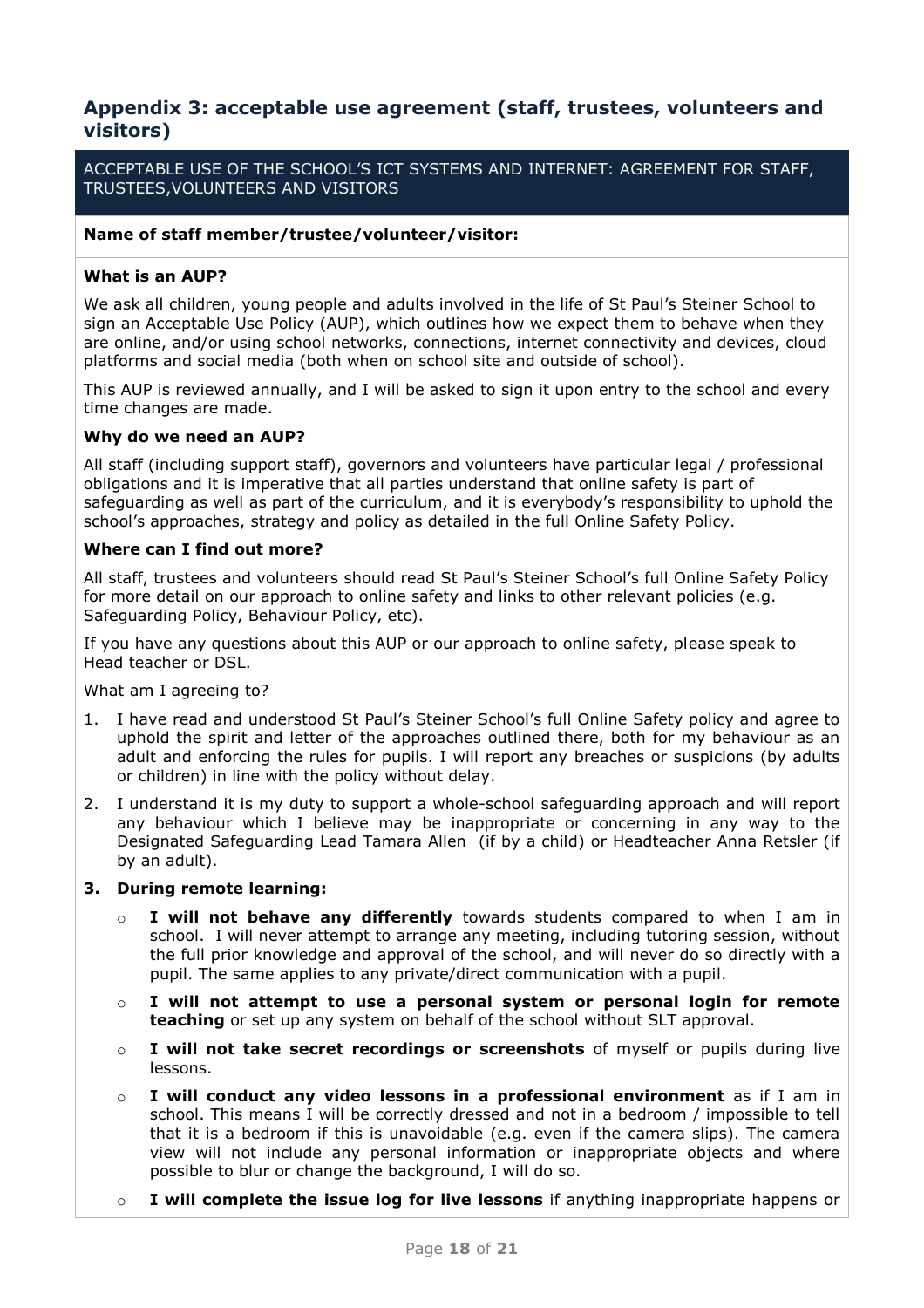## Appendix 3: acceptable use agreement (staff, trustees, volunteers and visitors)

ACCEPTABLE USE OF THE SCHOOL'S ICT SYSTEMS AND INTERNET: AGREEMENT FOR STAFF, TRUSTEES,VOLUNTEERS AND VISITORS

**Name of staff member/trustee/volunteer/visitor:**

**What is an AUP?**

We ask all children, young people and adults involved in the life of St Paul's Steiner School to sign an Acceptable Use Policy (AUP), which outlines how we expect them to behave when they are online, and/or using school networks, connections, internet connectivity and devices, cloud platforms and social media (both when on school site and outside of school).

This AUP is reviewed annually, and I will be asked to sign it upon entry to the school and every time changes are made.

**Why do we need an AUP?**

All staff (including support staff), governors and volunteers have particular legal / professional obligations and it is imperative that all parties understand that online safety is part of safeguarding as well as part of the curriculum, and it is everybody's responsibility to uphold the school's approaches, strategy and policy as detailed in the full Online Safety Policy.

**Where can I find out more?**

All staff, trustees and volunteers should read St Paul's Steiner School's full Online Safety Policy for more detail on our approach to online safety and links to other relevant policies (e.g. Safeguarding Policy, Behaviour Policy, etc).

If you have any questions about this AUP or our approach to online safety, please speak to Head teacher or DSL.

What am I agreeing to?

1. I have read and understood St Paul's Steiner School's full Online Safety policy and agree to uphold the spirit and letter of the approaches outlined there, both for my behaviour as an adult and enforcing the rules for pupils. I will report any breaches or suspicions (by adults or children) in line with the policy without delay.
2. I understand it is my duty to support a whole-school safeguarding approach and will report any behaviour which I believe may be inappropriate or concerning in any way to the Designated Safeguarding Lead Tamara Allen (if by a child) or Headteacher Anna Retsler (if by an adult).
3. **During remote learning:**
    - **I will not behave any differently** towards students compared to when I am in school. I will never attempt to arrange any meeting, including tutoring session, without the full prior knowledge and approval of the school, and will never do so directly with a pupil. The same applies to any private/direct communication with a pupil.
    - **I will not attempt to use a personal system or personal login for remote teaching** or set up any system on behalf of the school without SLT approval.
    - **I will not take secret recordings or screenshots** of myself or pupils during live lessons.
    - **I will conduct any video lessons in a professional environment** as if I am in school. This means I will be correctly dressed and not in a bedroom / impossible to tell that it is a bedroom if this is unavoidable (e.g. even if the camera slips). The camera view will not include any personal information or inappropriate objects and where possible to blur or change the background, I will do so.
    - **I will complete the issue log for live lessons** if anything inappropriate happens or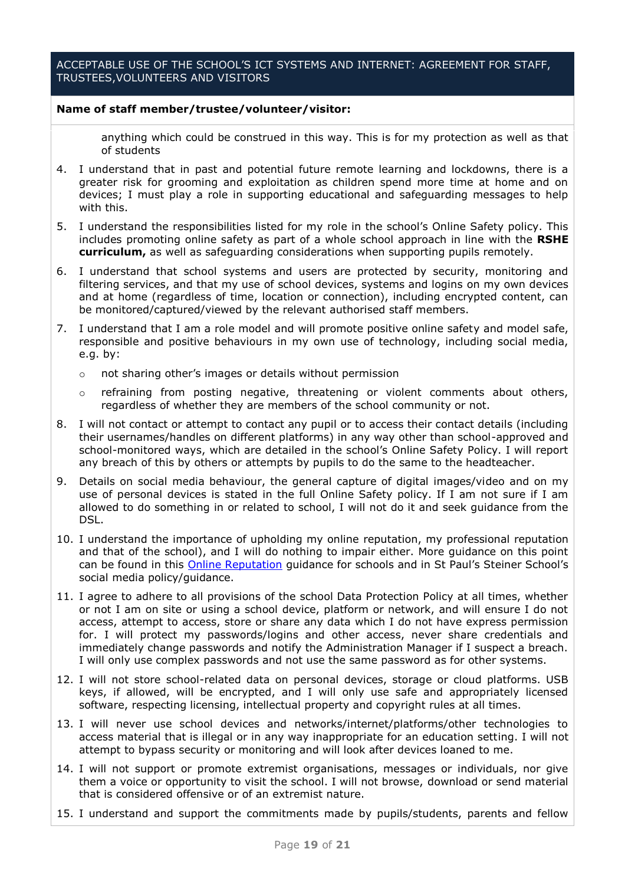ACCEPTABLE USE OF THE SCHOOL'S ICT SYSTEMS AND INTERNET: AGREEMENT FOR STAFF, TRUSTEES,VOLUNTEERS AND VISITORS

**Name of staff member/trustee/volunteer/visitor:**

anything which could be construed in this way. This is for my protection as well as that of students

4. I understand that in past and potential future remote learning and lockdowns, there is a greater risk for grooming and exploitation as children spend more time at home and on devices; I must play a role in supporting educational and safeguarding messages to help with this.
5. I understand the responsibilities listed for my role in the school's Online Safety policy. This includes promoting online safety as part of a whole school approach in line with the **RSHE curriculum,** as well as safeguarding considerations when supporting pupils remotely.
6. I understand that school systems and users are protected by security, monitoring and filtering services, and that my use of school devices, systems and logins on my own devices and at home (regardless of time, location or connection), including encrypted content, can be monitored/captured/viewed by the relevant authorised staff members.
7. I understand that I am a role model and will promote positive online safety and model safe, responsible and positive behaviours in my own use of technology, including social media, e.g. by:
   - not sharing other's images or details without permission
   - refraining from posting negative, threatening or violent comments about others, regardless of whether they are members of the school community or not.
8. I will not contact or attempt to contact any pupil or to access their contact details (including their usernames/handles on different platforms) in any way other than school-approved and school-monitored ways, which are detailed in the school's Online Safety Policy. I will report any breach of this by others or attempts by pupils to do the same to the headteacher.
9. Details on social media behaviour, the general capture of digital images/video and on my use of personal devices is stated in the full Online Safety policy. If I am not sure if I am allowed to do something in or related to school, I will not do it and seek guidance from the DSL.
10. I understand the importance of upholding my online reputation, my professional reputation and that of the school), and I will do nothing to impair either. More guidance on this point can be found in this [Online Reputation]() guidance for schools and in St Paul's Steiner School's social media policy/guidance.
11. I agree to adhere to all provisions of the school Data Protection Policy at all times, whether or not I am on site or using a school device, platform or network, and will ensure I do not access, attempt to access, store or share any data which I do not have express permission for. I will protect my passwords/logins and other access, never share credentials and immediately change passwords and notify the Administration Manager if I suspect a breach. I will only use complex passwords and not use the same password as for other systems.
12. I will not store school-related data on personal devices, storage or cloud platforms. USB keys, if allowed, will be encrypted, and I will only use safe and appropriately licensed software, respecting licensing, intellectual property and copyright rules at all times.
13. I will never use school devices and networks/internet/platforms/other technologies to access material that is illegal or in any way inappropriate for an education setting. I will not attempt to bypass security or monitoring and will look after devices loaned to me.
14. I will not support or promote extremist organisations, messages or individuals, nor give them a voice or opportunity to visit the school. I will not browse, download or send material that is considered offensive or of an extremist nature.
15. I understand and support the commitments made by pupils/students, parents and fellow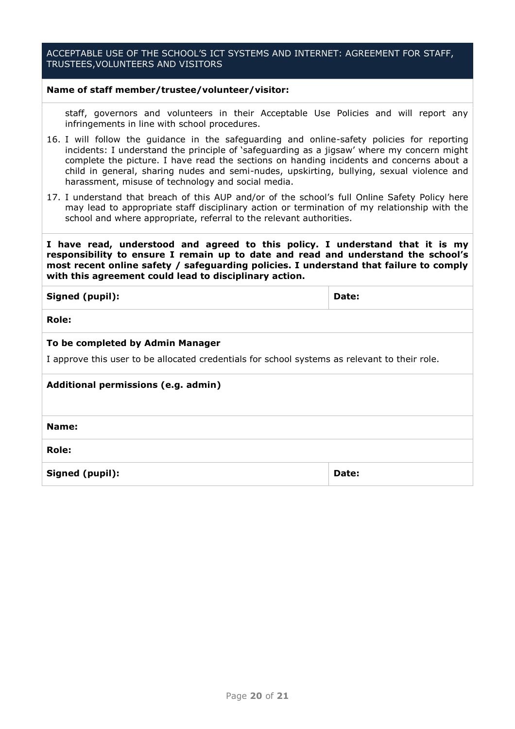| ACCEPTABLE USE OF THE SCHOOL'S ICT SYSTEMS AND INTERNET: AGREEMENT FOR STAFF, TRUSTEES,VOLUNTEERS AND VISITORS | |
|---|---|
| **Name of staff member/trustee/volunteer/visitor:** | |

staff, governors and volunteers in their Acceptable Use Policies and will report any infringements in line with school procedures.

16. I will follow the guidance in the safeguarding and online-safety policies for reporting incidents: I understand the principle of 'safeguarding as a jigsaw' where my concern might complete the picture. I have read the sections on handing incidents and concerns about a child in general, sharing nudes and semi-nudes, upskirting, bullying, sexual violence and harassment, misuse of technology and social media.
17. I understand that breach of this AUP and/or of the school's full Online Safety Policy here may lead to appropriate staff disciplinary action or termination of my relationship with the school and where appropriate, referral to the relevant authorities.

**I have read, understood and agreed to this policy. I understand that it is my responsibility to ensure I remain up to date and read and understand the school's most recent online safety / safeguarding policies. I understand that failure to comply with this agreement could lead to disciplinary action.**

| **Signed (pupil):** | **Date:** |
|---|---|
| **Role:** | |

**To be completed by Admin Manager**

I approve this user to be allocated credentials for school systems as relevant to their role.

| **Additional permissions (e.g. admin)** | |
|---|---|
| **Name:** | |
| **Role:** | |
| **Signed (pupil):** | **Date:** |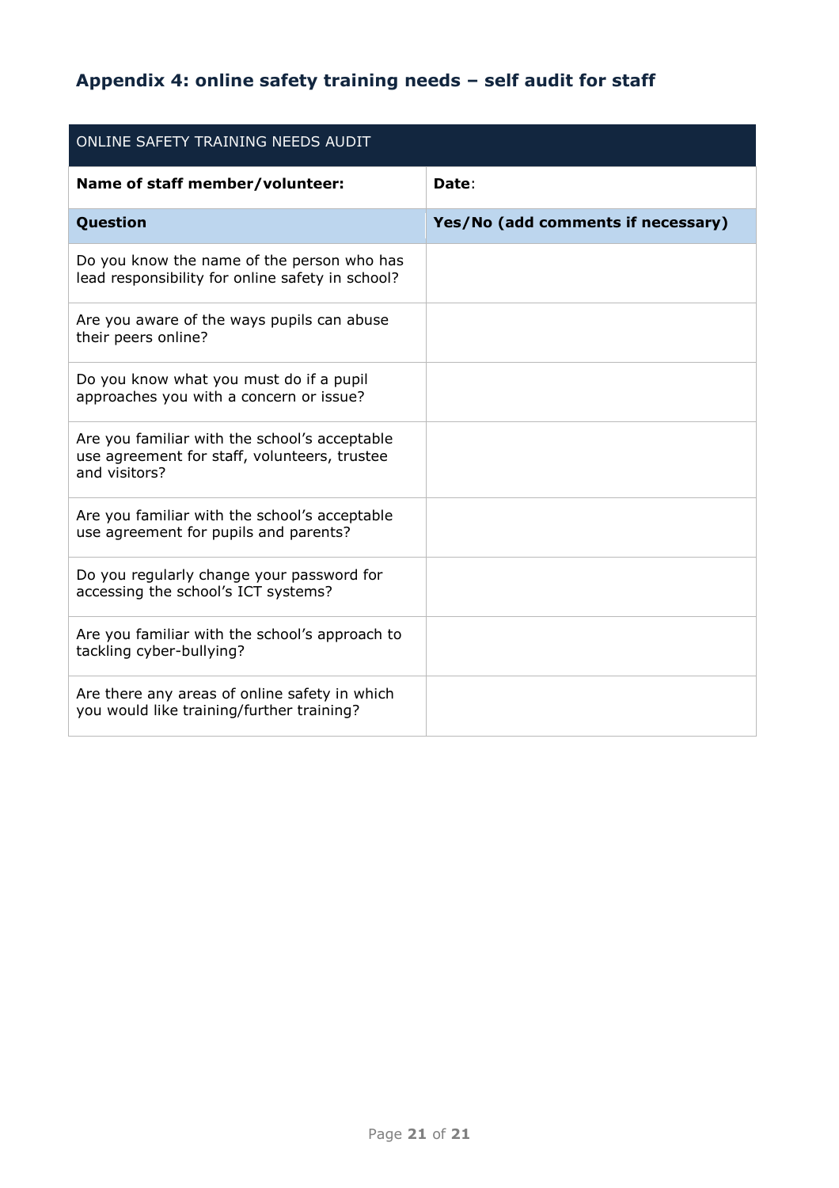## Appendix 4: online safety training needs – self audit for staff

| ONLINE SAFETY TRAINING NEEDS AUDIT | |
|---|---|
| **Name of staff member/volunteer:** | **Date**: |
| **Question** | **Yes/No (add comments if necessary)** |
| Do you know the name of the person who has lead responsibility for online safety in school? | |
| Are you aware of the ways pupils can abuse their peers online? | |
| Do you know what you must do if a pupil approaches you with a concern or issue? | |
| Are you familiar with the school's acceptable use agreement for staff, volunteers, trustee and visitors? | |
| Are you familiar with the school's acceptable use agreement for pupils and parents? | |
| Do you regularly change your password for accessing the school's ICT systems? | |
| Are you familiar with the school's approach to tackling cyber-bullying? | |
| Are there any areas of online safety in which you would like training/further training? | |